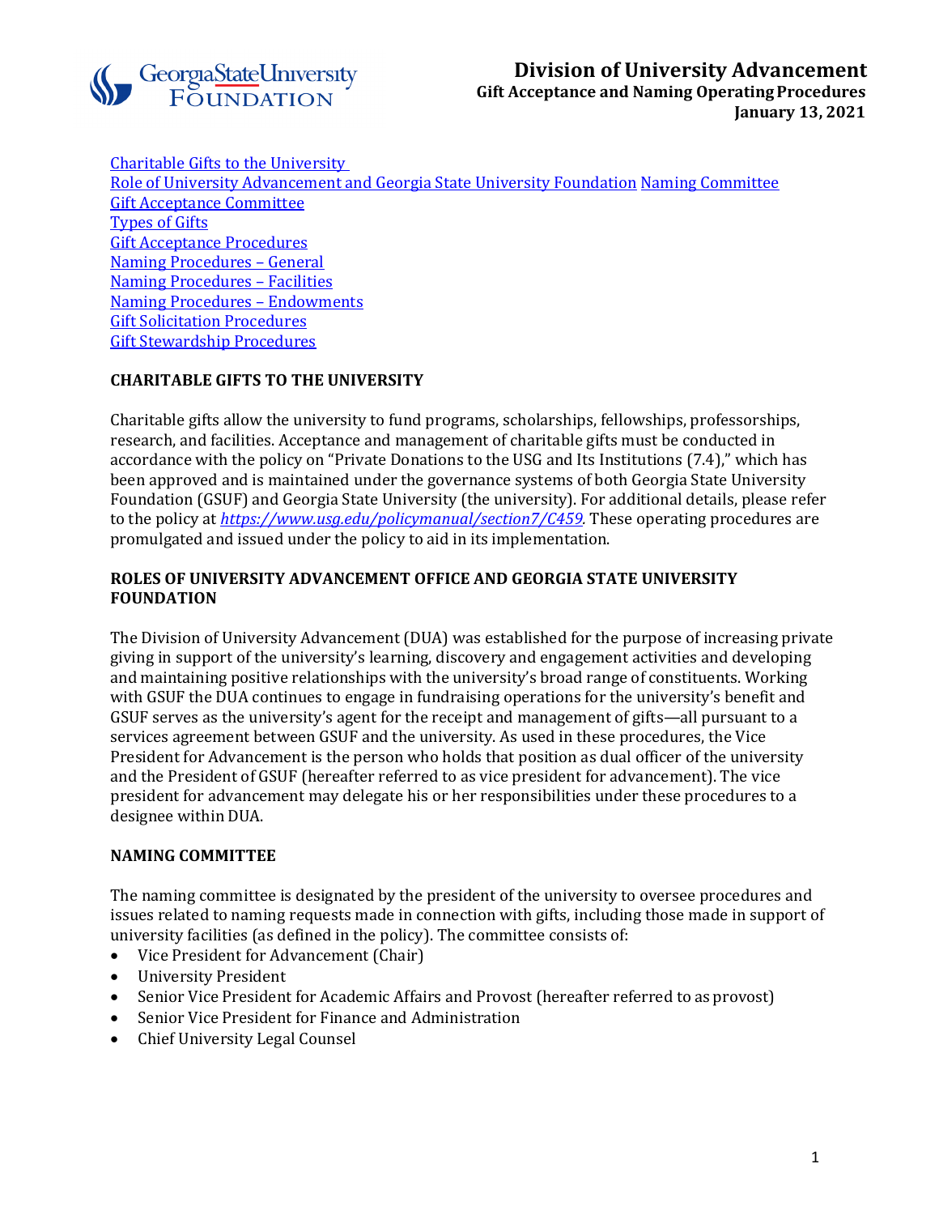# Division of University Advancement

**Gift Acceptance and Naming Operating Procedures**
**January 13, 2021**

[Charitable Gifts to the University](#)
[Role of University Advancement and Georgia State University Foundation](#) [Naming Committee](#)
[Gift Acceptance Committee](#)
[Types of Gifts](#)
[Gift Acceptance Procedures](#)
[Naming Procedures – General](#)
[Naming Procedures – Facilities](#)
[Naming Procedures – Endowments](#)
[Gift Solicitation Procedures](#)
[Gift Stewardship Procedures](#)

## CHARITABLE GIFTS TO THE UNIVERSITY

Charitable gifts allow the university to fund programs, scholarships, fellowships, professorships, research, and facilities. Acceptance and management of charitable gifts must be conducted in accordance with the policy on "Private Donations to the USG and Its Institutions (7.4)," which has been approved and is maintained under the governance systems of both Georgia State University Foundation (GSUF) and Georgia State University (the university). For additional details, please refer to the policy at *https://www.usg.edu/policymanual/section7/C459*. These operating procedures are promulgated and issued under the policy to aid in its implementation.

## ROLES OF UNIVERSITY ADVANCEMENT OFFICE AND GEORGIA STATE UNIVERSITY FOUNDATION

The Division of University Advancement (DUA) was established for the purpose of increasing private giving in support of the university's learning, discovery and engagement activities and developing and maintaining positive relationships with the university's broad range of constituents. Working with GSUF the DUA continues to engage in fundraising operations for the university's benefit and GSUF serves as the university's agent for the receipt and management of gifts—all pursuant to a services agreement between GSUF and the university. As used in these procedures, the Vice President for Advancement is the person who holds that position as dual officer of the university and the President of GSUF (hereafter referred to as vice president for advancement). The vice president for advancement may delegate his or her responsibilities under these procedures to a designee within DUA.

## NAMING COMMITTEE

The naming committee is designated by the president of the university to oversee procedures and issues related to naming requests made in connection with gifts, including those made in support of university facilities (as defined in the policy). The committee consists of:

- Vice President for Advancement (Chair)
- University President
- Senior Vice President for Academic Affairs and Provost (hereafter referred to as provost)
- Senior Vice President for Finance and Administration
- Chief University Legal Counsel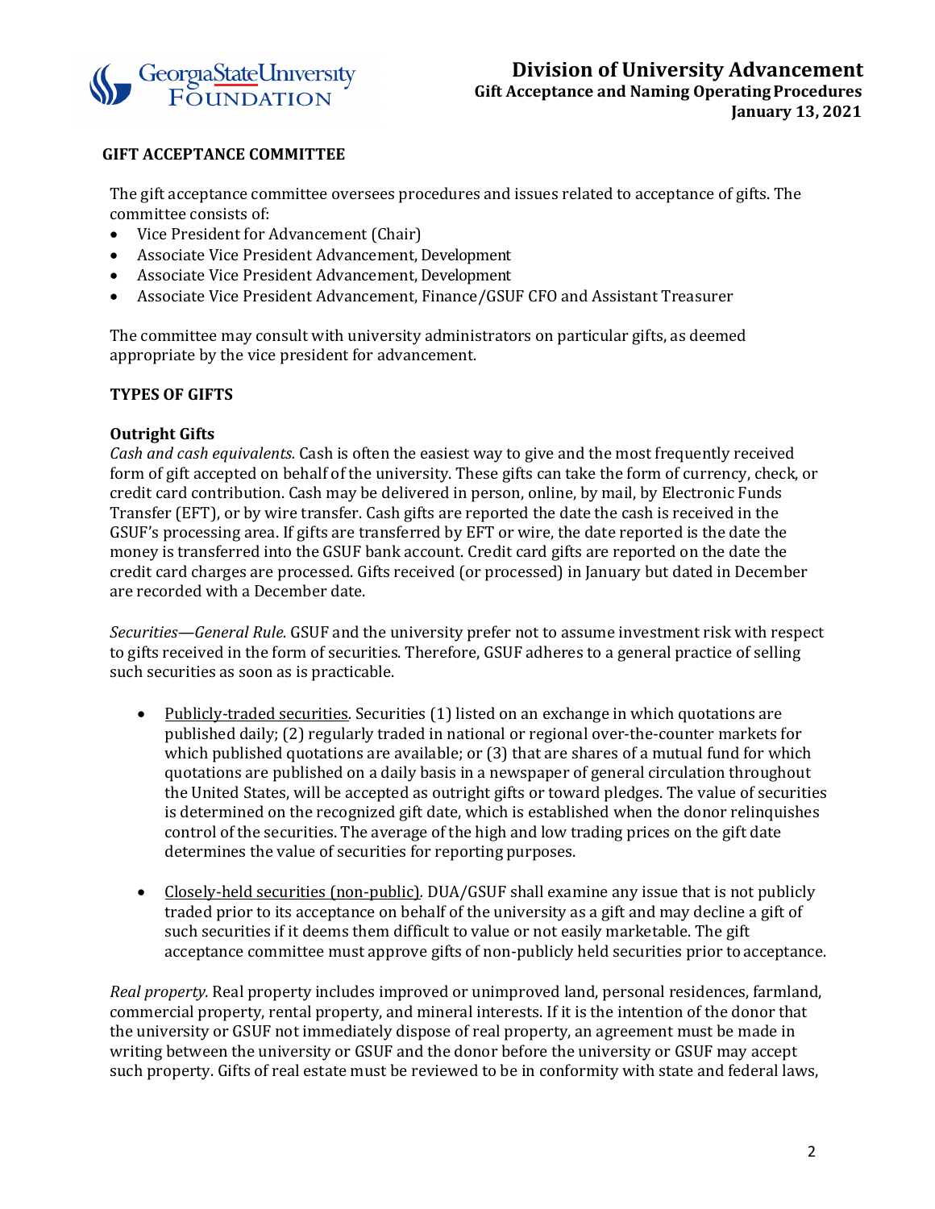## GIFT ACCEPTANCE COMMITTEE

The gift acceptance committee oversees procedures and issues related to acceptance of gifts. The committee consists of:

- Vice President for Advancement (Chair)
- Associate Vice President Advancement, Development
- Associate Vice President Advancement, Development
- Associate Vice President Advancement, Finance/GSUF CFO and Assistant Treasurer

The committee may consult with university administrators on particular gifts, as deemed appropriate by the vice president for advancement.

## TYPES OF GIFTS

### Outright Gifts

*Cash and cash equivalents.* Cash is often the easiest way to give and the most frequently received form of gift accepted on behalf of the university. These gifts can take the form of currency, check, or credit card contribution. Cash may be delivered in person, online, by mail, by Electronic Funds Transfer (EFT), or by wire transfer. Cash gifts are reported the date the cash is received in the GSUF's processing area. If gifts are transferred by EFT or wire, the date reported is the date the money is transferred into the GSUF bank account. Credit card gifts are reported on the date the credit card charges are processed. Gifts received (or processed) in January but dated in December are recorded with a December date.

*Securities—General Rule.* GSUF and the university prefer not to assume investment risk with respect to gifts received in the form of securities. Therefore, GSUF adheres to a general practice of selling such securities as soon as is practicable.

- Publicly-traded securities. Securities (1) listed on an exchange in which quotations are published daily; (2) regularly traded in national or regional over-the-counter markets for which published quotations are available; or (3) that are shares of a mutual fund for which quotations are published on a daily basis in a newspaper of general circulation throughout the United States, will be accepted as outright gifts or toward pledges. The value of securities is determined on the recognized gift date, which is established when the donor relinquishes control of the securities. The average of the high and low trading prices on the gift date determines the value of securities for reporting purposes.

- Closely-held securities (non-public). DUA/GSUF shall examine any issue that is not publicly traded prior to its acceptance on behalf of the university as a gift and may decline a gift of such securities if it deems them difficult to value or not easily marketable. The gift acceptance committee must approve gifts of non-publicly held securities prior to acceptance.

*Real property.* Real property includes improved or unimproved land, personal residences, farmland, commercial property, rental property, and mineral interests. If it is the intention of the donor that the university or GSUF not immediately dispose of real property, an agreement must be made in writing between the university or GSUF and the donor before the university or GSUF may accept such property. Gifts of real estate must be reviewed to be in conformity with state and federal laws,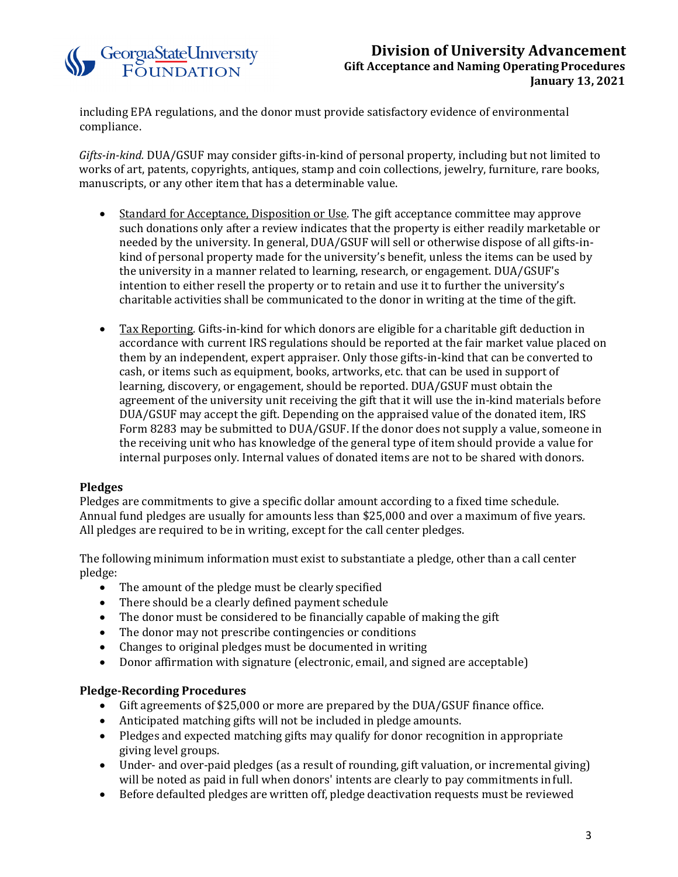including EPA regulations, and the donor must provide satisfactory evidence of environmental compliance.

*Gifts-in-kind.* DUA/GSUF may consider gifts-in-kind of personal property, including but not limited to works of art, patents, copyrights, antiques, stamp and coin collections, jewelry, furniture, rare books, manuscripts, or any other item that has a determinable value.

- Standard for Acceptance, Disposition or Use. The gift acceptance committee may approve such donations only after a review indicates that the property is either readily marketable or needed by the university. In general, DUA/GSUF will sell or otherwise dispose of all gifts-in-kind of personal property made for the university's benefit, unless the items can be used by the university in a manner related to learning, research, or engagement. DUA/GSUF's intention to either resell the property or to retain and use it to further the university's charitable activities shall be communicated to the donor in writing at the time of the gift.

- Tax Reporting. Gifts-in-kind for which donors are eligible for a charitable gift deduction in accordance with current IRS regulations should be reported at the fair market value placed on them by an independent, expert appraiser. Only those gifts-in-kind that can be converted to cash, or items such as equipment, books, artworks, etc. that can be used in support of learning, discovery, or engagement, should be reported. DUA/GSUF must obtain the agreement of the university unit receiving the gift that it will use the in-kind materials before DUA/GSUF may accept the gift. Depending on the appraised value of the donated item, IRS Form 8283 may be submitted to DUA/GSUF. If the donor does not supply a value, someone in the receiving unit who has knowledge of the general type of item should provide a value for internal purposes only. Internal values of donated items are not to be shared with donors.

**Pledges**

Pledges are commitments to give a specific dollar amount according to a fixed time schedule. Annual fund pledges are usually for amounts less than $25,000 and over a maximum of five years. All pledges are required to be in writing, except for the call center pledges.

The following minimum information must exist to substantiate a pledge, other than a call center pledge:

- The amount of the pledge must be clearly specified
- There should be a clearly defined payment schedule
- The donor must be considered to be financially capable of making the gift
- The donor may not prescribe contingencies or conditions
- Changes to original pledges must be documented in writing
- Donor affirmation with signature (electronic, email, and signed are acceptable)

**Pledge-Recording Procedures**

- Gift agreements of $25,000 or more are prepared by the DUA/GSUF finance office.
- Anticipated matching gifts will not be included in pledge amounts.
- Pledges and expected matching gifts may qualify for donor recognition in appropriate giving level groups.
- Under- and over-paid pledges (as a result of rounding, gift valuation, or incremental giving) will be noted as paid in full when donors' intents are clearly to pay commitments in full.
- Before defaulted pledges are written off, pledge deactivation requests must be reviewed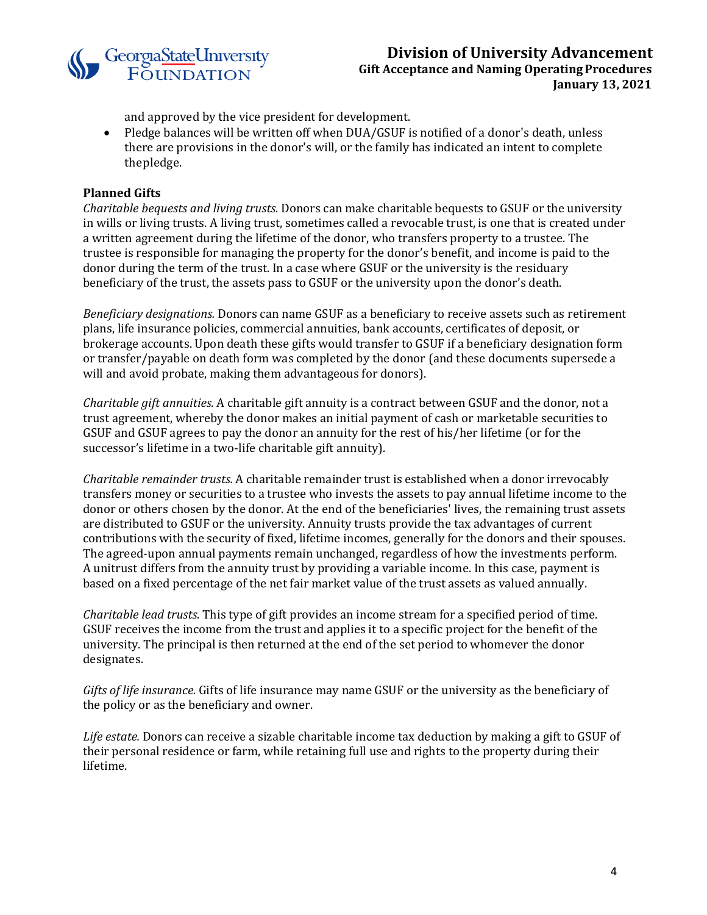and approved by the vice president for development.

- Pledge balances will be written off when DUA/GSUF is notified of a donor's death, unless there are provisions in the donor's will, or the family has indicated an intent to complete thepledge.

**Planned Gifts**

*Charitable bequests and living trusts.* Donors can make charitable bequests to GSUF or the university in wills or living trusts. A living trust, sometimes called a revocable trust, is one that is created under a written agreement during the lifetime of the donor, who transfers property to a trustee. The trustee is responsible for managing the property for the donor's benefit, and income is paid to the donor during the term of the trust. In a case where GSUF or the university is the residuary beneficiary of the trust, the assets pass to GSUF or the university upon the donor's death.

*Beneficiary designations.* Donors can name GSUF as a beneficiary to receive assets such as retirement plans, life insurance policies, commercial annuities, bank accounts, certificates of deposit, or brokerage accounts. Upon death these gifts would transfer to GSUF if a beneficiary designation form or transfer/payable on death form was completed by the donor (and these documents supersede a will and avoid probate, making them advantageous for donors).

*Charitable gift annuities.* A charitable gift annuity is a contract between GSUF and the donor, not a trust agreement, whereby the donor makes an initial payment of cash or marketable securities to GSUF and GSUF agrees to pay the donor an annuity for the rest of his/her lifetime (or for the successor's lifetime in a two-life charitable gift annuity).

*Charitable remainder trusts.* A charitable remainder trust is established when a donor irrevocably transfers money or securities to a trustee who invests the assets to pay annual lifetime income to the donor or others chosen by the donor. At the end of the beneficiaries' lives, the remaining trust assets are distributed to GSUF or the university. Annuity trusts provide the tax advantages of current contributions with the security of fixed, lifetime incomes, generally for the donors and their spouses. The agreed-upon annual payments remain unchanged, regardless of how the investments perform. A unitrust differs from the annuity trust by providing a variable income. In this case, payment is based on a fixed percentage of the net fair market value of the trust assets as valued annually.

*Charitable lead trusts.* This type of gift provides an income stream for a specified period of time. GSUF receives the income from the trust and applies it to a specific project for the benefit of the university. The principal is then returned at the end of the set period to whomever the donor designates.

*Gifts of life insurance.* Gifts of life insurance may name GSUF or the university as the beneficiary of the policy or as the beneficiary and owner.

*Life estate.* Donors can receive a sizable charitable income tax deduction by making a gift to GSUF of their personal residence or farm, while retaining full use and rights to the property during their lifetime.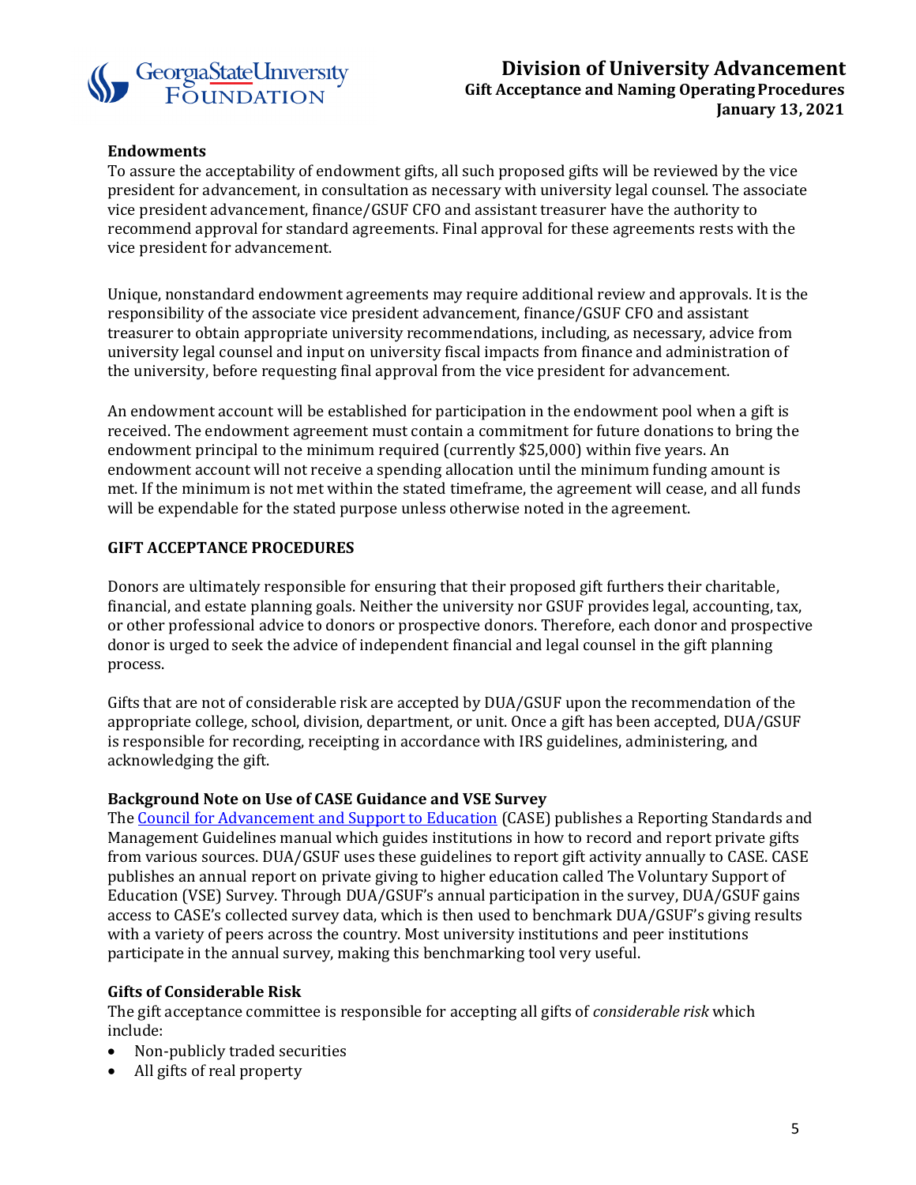### Endowments

To assure the acceptability of endowment gifts, all such proposed gifts will be reviewed by the vice president for advancement, in consultation as necessary with university legal counsel. The associate vice president advancement, finance/GSUF CFO and assistant treasurer have the authority to recommend approval for standard agreements. Final approval for these agreements rests with the vice president for advancement.

Unique, nonstandard endowment agreements may require additional review and approvals. It is the responsibility of the associate vice president advancement, finance/GSUF CFO and assistant treasurer to obtain appropriate university recommendations, including, as necessary, advice from university legal counsel and input on university fiscal impacts from finance and administration of the university, before requesting final approval from the vice president for advancement.

An endowment account will be established for participation in the endowment pool when a gift is received. The endowment agreement must contain a commitment for future donations to bring the endowment principal to the minimum required (currently $25,000) within five years. An endowment account will not receive a spending allocation until the minimum funding amount is met. If the minimum is not met within the stated timeframe, the agreement will cease, and all funds will be expendable for the stated purpose unless otherwise noted in the agreement.

## GIFT ACCEPTANCE PROCEDURES

Donors are ultimately responsible for ensuring that their proposed gift furthers their charitable, financial, and estate planning goals. Neither the university nor GSUF provides legal, accounting, tax, or other professional advice to donors or prospective donors. Therefore, each donor and prospective donor is urged to seek the advice of independent financial and legal counsel in the gift planning process.

Gifts that are not of considerable risk are accepted by DUA/GSUF upon the recommendation of the appropriate college, school, division, department, or unit. Once a gift has been accepted, DUA/GSUF is responsible for recording, receipting in accordance with IRS guidelines, administering, and acknowledging the gift.

### Background Note on Use of CASE Guidance and VSE Survey

The Council for Advancement and Support to Education (CASE) publishes a Reporting Standards and Management Guidelines manual which guides institutions in how to record and report private gifts from various sources. DUA/GSUF uses these guidelines to report gift activity annually to CASE. CASE publishes an annual report on private giving to higher education called The Voluntary Support of Education (VSE) Survey. Through DUA/GSUF's annual participation in the survey, DUA/GSUF gains access to CASE's collected survey data, which is then used to benchmark DUA/GSUF's giving results with a variety of peers across the country. Most university institutions and peer institutions participate in the annual survey, making this benchmarking tool very useful.

### Gifts of Considerable Risk

The gift acceptance committee is responsible for accepting all gifts of *considerable risk* which include:

- Non-publicly traded securities
- All gifts of real property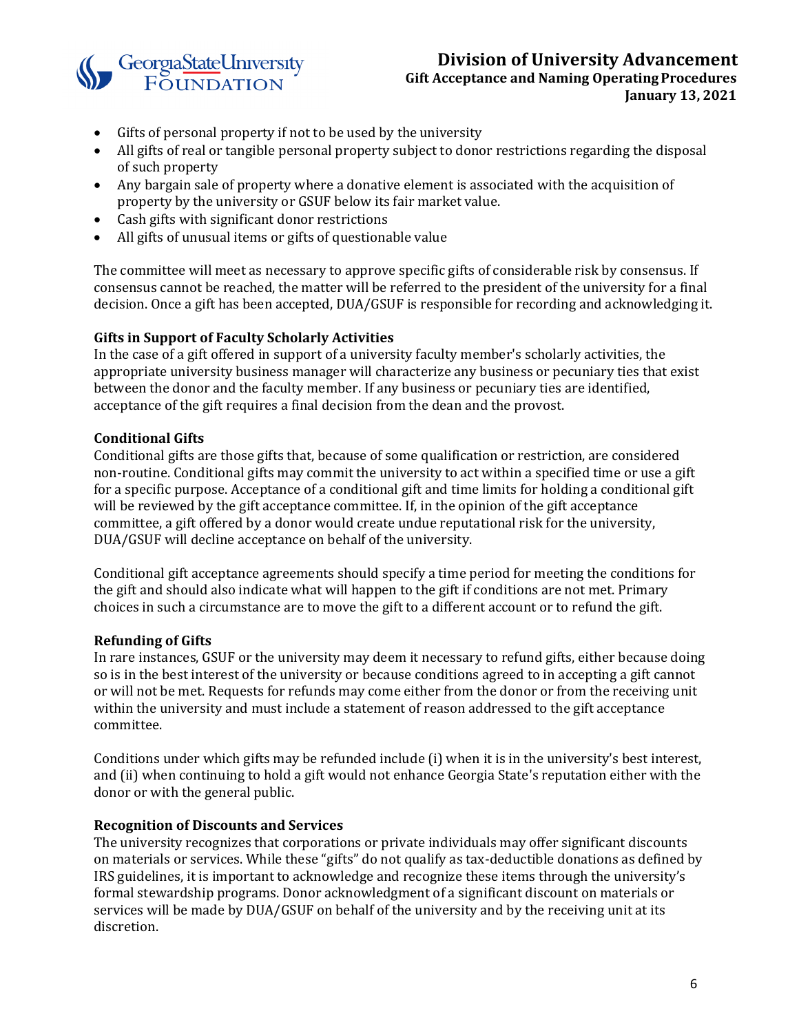- Gifts of personal property if not to be used by the university
- All gifts of real or tangible personal property subject to donor restrictions regarding the disposal of such property
- Any bargain sale of property where a donative element is associated with the acquisition of property by the university or GSUF below its fair market value.
- Cash gifts with significant donor restrictions
- All gifts of unusual items or gifts of questionable value

The committee will meet as necessary to approve specific gifts of considerable risk by consensus. If consensus cannot be reached, the matter will be referred to the president of the university for a final decision. Once a gift has been accepted, DUA/GSUF is responsible for recording and acknowledging it.

**Gifts in Support of Faculty Scholarly Activities**

In the case of a gift offered in support of a university faculty member's scholarly activities, the appropriate university business manager will characterize any business or pecuniary ties that exist between the donor and the faculty member. If any business or pecuniary ties are identified, acceptance of the gift requires a final decision from the dean and the provost.

**Conditional Gifts**

Conditional gifts are those gifts that, because of some qualification or restriction, are considered non-routine. Conditional gifts may commit the university to act within a specified time or use a gift for a specific purpose. Acceptance of a conditional gift and time limits for holding a conditional gift will be reviewed by the gift acceptance committee. If, in the opinion of the gift acceptance committee, a gift offered by a donor would create undue reputational risk for the university, DUA/GSUF will decline acceptance on behalf of the university.

Conditional gift acceptance agreements should specify a time period for meeting the conditions for the gift and should also indicate what will happen to the gift if conditions are not met. Primary choices in such a circumstance are to move the gift to a different account or to refund the gift.

**Refunding of Gifts**

In rare instances, GSUF or the university may deem it necessary to refund gifts, either because doing so is in the best interest of the university or because conditions agreed to in accepting a gift cannot or will not be met. Requests for refunds may come either from the donor or from the receiving unit within the university and must include a statement of reason addressed to the gift acceptance committee.

Conditions under which gifts may be refunded include (i) when it is in the university's best interest, and (ii) when continuing to hold a gift would not enhance Georgia State's reputation either with the donor or with the general public.

**Recognition of Discounts and Services**

The university recognizes that corporations or private individuals may offer significant discounts on materials or services. While these "gifts" do not qualify as tax-deductible donations as defined by IRS guidelines, it is important to acknowledge and recognize these items through the university's formal stewardship programs. Donor acknowledgment of a significant discount on materials or services will be made by DUA/GSUF on behalf of the university and by the receiving unit at its discretion.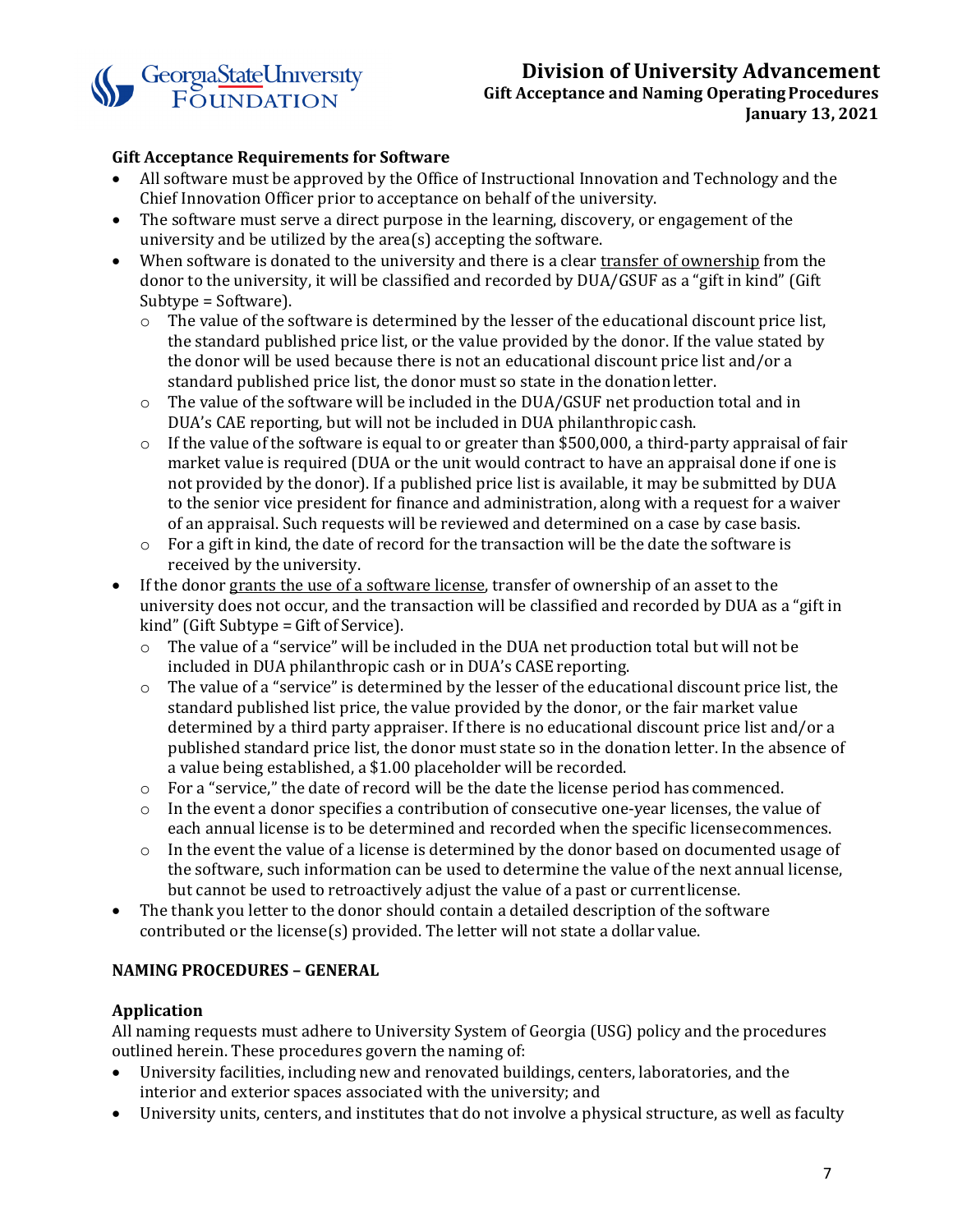### Gift Acceptance Requirements for Software

- All software must be approved by the Office of Instructional Innovation and Technology and the Chief Innovation Officer prior to acceptance on behalf of the university.
- The software must serve a direct purpose in the learning, discovery, or engagement of the university and be utilized by the area(s) accepting the software.
- When software is donated to the university and there is a clear transfer of ownership from the donor to the university, it will be classified and recorded by DUA/GSUF as a "gift in kind" (Gift Subtype = Software).
    - The value of the software is determined by the lesser of the educational discount price list, the standard published price list, or the value provided by the donor. If the value stated by the donor will be used because there is not an educational discount price list and/or a standard published price list, the donor must so state in the donation letter.
    - The value of the software will be included in the DUA/GSUF net production total and in DUA's CAE reporting, but will not be included in DUA philanthropic cash.
    - If the value of the software is equal to or greater than $500,000, a third-party appraisal of fair market value is required (DUA or the unit would contract to have an appraisal done if one is not provided by the donor). If a published price list is available, it may be submitted by DUA to the senior vice president for finance and administration, along with a request for a waiver of an appraisal. Such requests will be reviewed and determined on a case by case basis.
    - For a gift in kind, the date of record for the transaction will be the date the software is received by the university.
- If the donor grants the use of a software license, transfer of ownership of an asset to the university does not occur, and the transaction will be classified and recorded by DUA as a "gift in kind" (Gift Subtype = Gift of Service).
    - The value of a "service" will be included in the DUA net production total but will not be included in DUA philanthropic cash or in DUA's CASE reporting.
    - The value of a "service" is determined by the lesser of the educational discount price list, the standard published list price, the value provided by the donor, or the fair market value determined by a third party appraiser. If there is no educational discount price list and/or a published standard price list, the donor must state so in the donation letter. In the absence of a value being established, a $1.00 placeholder will be recorded.
    - For a "service," the date of record will be the date the license period has commenced.
    - In the event a donor specifies a contribution of consecutive one-year licenses, the value of each annual license is to be determined and recorded when the specific license commences.
    - In the event the value of a license is determined by the donor based on documented usage of the software, such information can be used to determine the value of the next annual license, but cannot be used to retroactively adjust the value of a past or current license.
- The thank you letter to the donor should contain a detailed description of the software contributed or the license(s) provided. The letter will not state a dollar value.

## NAMING PROCEDURES – GENERAL

### Application

All naming requests must adhere to University System of Georgia (USG) policy and the procedures outlined herein. These procedures govern the naming of:

- University facilities, including new and renovated buildings, centers, laboratories, and the interior and exterior spaces associated with the university; and
- University units, centers, and institutes that do not involve a physical structure, as well as faculty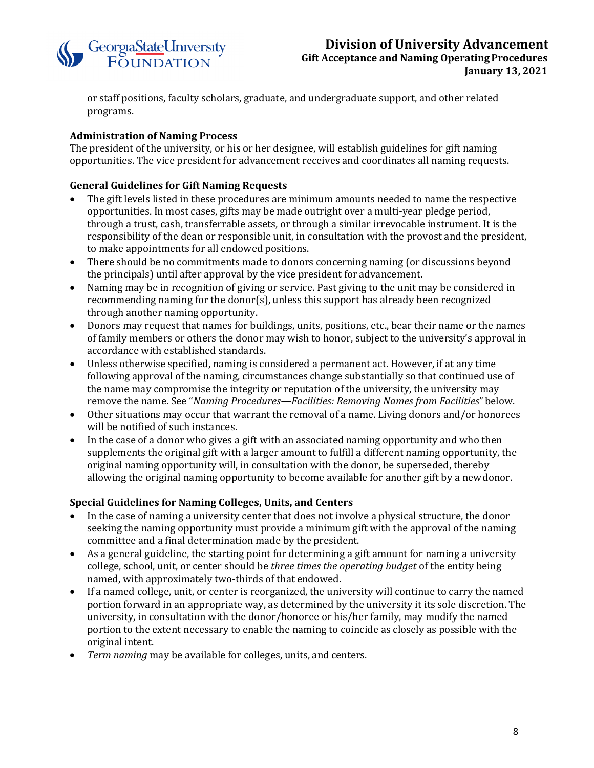or staff positions, faculty scholars, graduate, and undergraduate support, and other related programs.

**Administration of Naming Process**

The president of the university, or his or her designee, will establish guidelines for gift naming opportunities. The vice president for advancement receives and coordinates all naming requests.

**General Guidelines for Gift Naming Requests**

- The gift levels listed in these procedures are minimum amounts needed to name the respective opportunities. In most cases, gifts may be made outright over a multi-year pledge period, through a trust, cash, transferrable assets, or through a similar irrevocable instrument. It is the responsibility of the dean or responsible unit, in consultation with the provost and the president, to make appointments for all endowed positions.
- There should be no commitments made to donors concerning naming (or discussions beyond the principals) until after approval by the vice president for advancement.
- Naming may be in recognition of giving or service. Past giving to the unit may be considered in recommending naming for the donor(s), unless this support has already been recognized through another naming opportunity.
- Donors may request that names for buildings, units, positions, etc., bear their name or the names of family members or others the donor may wish to honor, subject to the university's approval in accordance with established standards.
- Unless otherwise specified, naming is considered a permanent act. However, if at any time following approval of the naming, circumstances change substantially so that continued use of the name may compromise the integrity or reputation of the university, the university may remove the name. See "*Naming Procedures—Facilities: Removing Names from Facilities*" below.
- Other situations may occur that warrant the removal of a name. Living donors and/or honorees will be notified of such instances.
- In the case of a donor who gives a gift with an associated naming opportunity and who then supplements the original gift with a larger amount to fulfill a different naming opportunity, the original naming opportunity will, in consultation with the donor, be superseded, thereby allowing the original naming opportunity to become available for another gift by a new donor.

**Special Guidelines for Naming Colleges, Units, and Centers**

- In the case of naming a university center that does not involve a physical structure, the donor seeking the naming opportunity must provide a minimum gift with the approval of the naming committee and a final determination made by the president.
- As a general guideline, the starting point for determining a gift amount for naming a university college, school, unit, or center should be *three times the operating budget* of the entity being named, with approximately two-thirds of that endowed.
- If a named college, unit, or center is reorganized, the university will continue to carry the named portion forward in an appropriate way, as determined by the university it its sole discretion. The university, in consultation with the donor/honoree or his/her family, may modify the named portion to the extent necessary to enable the naming to coincide as closely as possible with the original intent.
- *Term naming* may be available for colleges, units, and centers.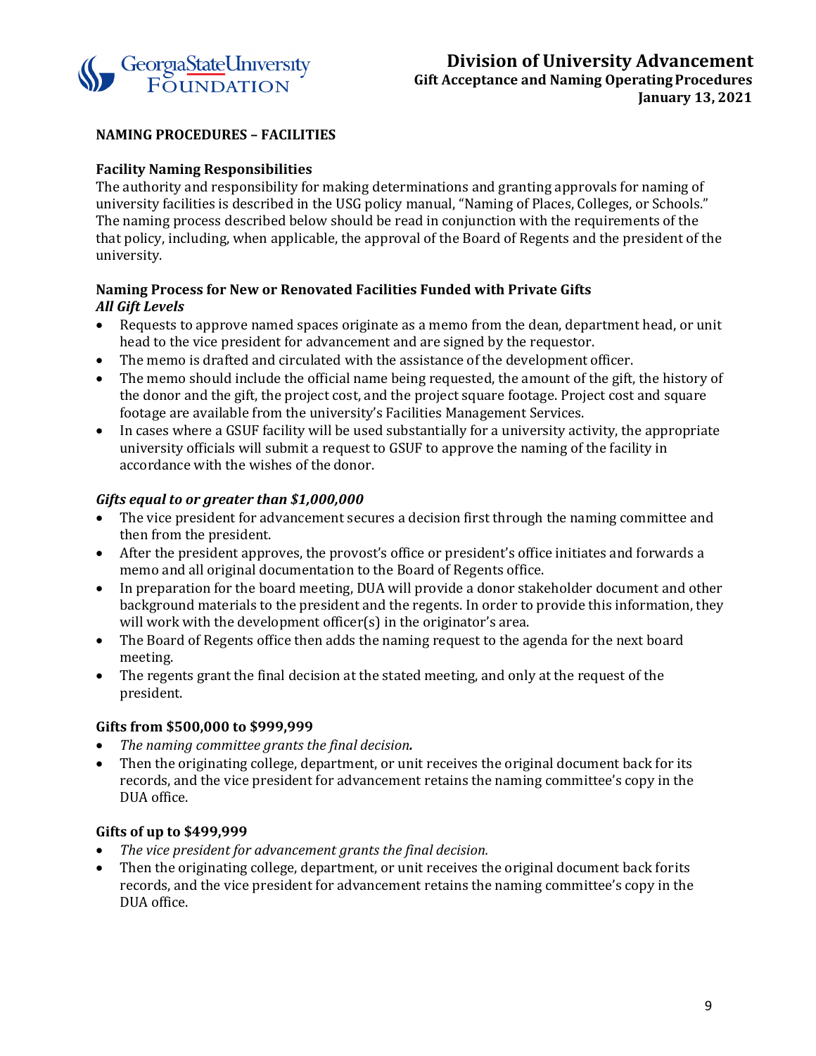## NAMING PROCEDURES – FACILITIES

### Facility Naming Responsibilities

The authority and responsibility for making determinations and granting approvals for naming of university facilities is described in the USG policy manual, "Naming of Places, Colleges, or Schools." The naming process described below should be read in conjunction with the requirements of the that policy, including, when applicable, the approval of the Board of Regents and the president of the university.

### Naming Process for New or Renovated Facilities Funded with Private Gifts

***All Gift Levels***

- Requests to approve named spaces originate as a memo from the dean, department head, or unit head to the vice president for advancement and are signed by the requestor.
- The memo is drafted and circulated with the assistance of the development officer.
- The memo should include the official name being requested, the amount of the gift, the history of the donor and the gift, the project cost, and the project square footage. Project cost and square footage are available from the university's Facilities Management Services.
- In cases where a GSUF facility will be used substantially for a university activity, the appropriate university officials will submit a request to GSUF to approve the naming of the facility in accordance with the wishes of the donor.

***Gifts equal to or greater than $1,000,000***

- The vice president for advancement secures a decision first through the naming committee and then from the president.
- After the president approves, the provost's office or president's office initiates and forwards a memo and all original documentation to the Board of Regents office.
- In preparation for the board meeting, DUA will provide a donor stakeholder document and other background materials to the president and the regents. In order to provide this information, they will work with the development officer(s) in the originator's area.
- The Board of Regents office then adds the naming request to the agenda for the next board meeting.
- The regents grant the final decision at the stated meeting, and only at the request of the president.

### Gifts from $500,000 to $999,999

- *The naming committee grants the final decision.*
- Then the originating college, department, or unit receives the original document back for its records, and the vice president for advancement retains the naming committee's copy in the DUA office.

### Gifts of up to $499,999

- *The vice president for advancement grants the final decision.*
- Then the originating college, department, or unit receives the original document back for its records, and the vice president for advancement retains the naming committee's copy in the DUA office.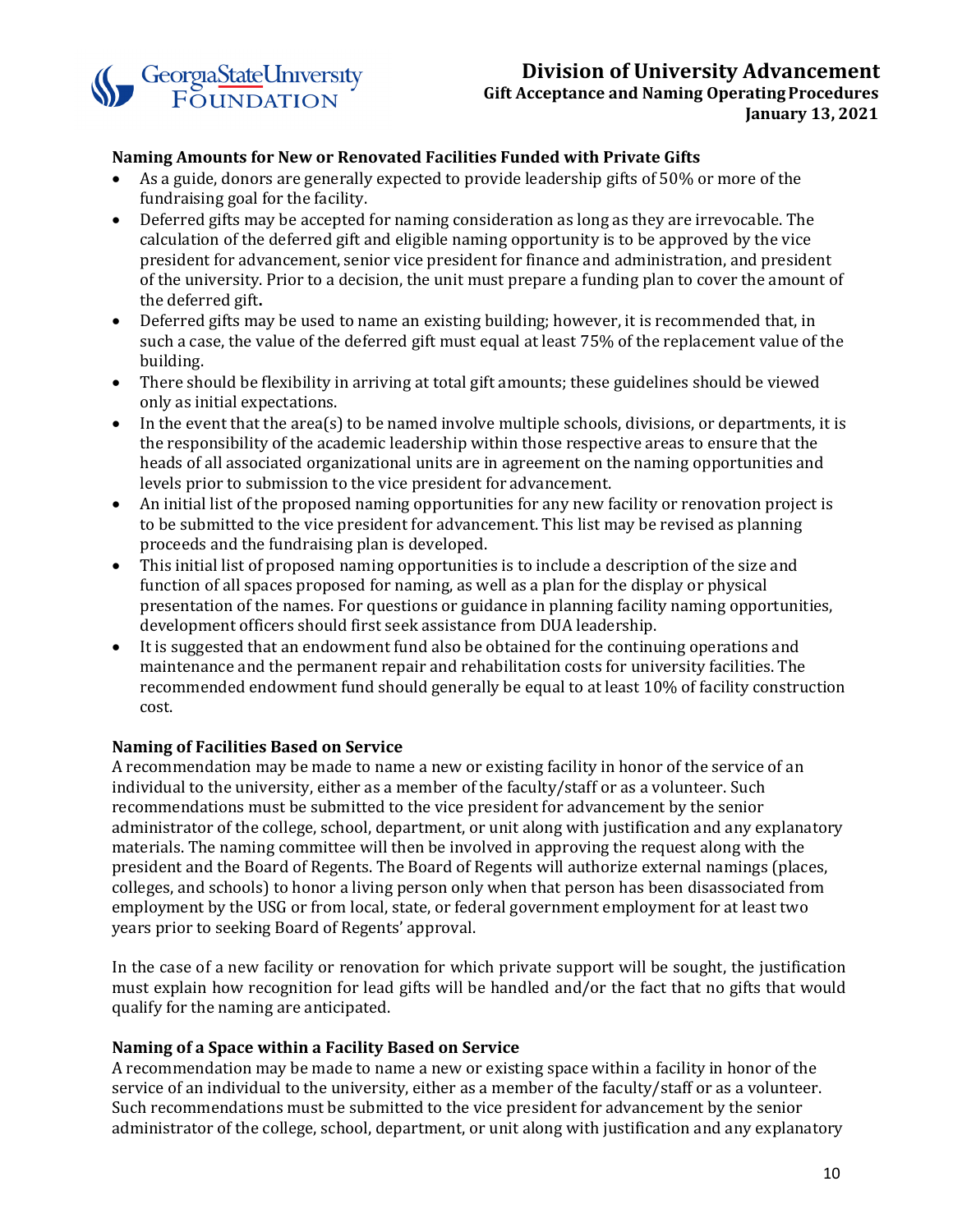**Naming Amounts for New or Renovated Facilities Funded with Private Gifts**

- As a guide, donors are generally expected to provide leadership gifts of 50% or more of the fundraising goal for the facility.
- Deferred gifts may be accepted for naming consideration as long as they are irrevocable. The calculation of the deferred gift and eligible naming opportunity is to be approved by the vice president for advancement, senior vice president for finance and administration, and president of the university. Prior to a decision, the unit must prepare a funding plan to cover the amount of the deferred gift**.**
- Deferred gifts may be used to name an existing building; however, it is recommended that, in such a case, the value of the deferred gift must equal at least 75% of the replacement value of the building.
- There should be flexibility in arriving at total gift amounts; these guidelines should be viewed only as initial expectations.
- In the event that the area(s) to be named involve multiple schools, divisions, or departments, it is the responsibility of the academic leadership within those respective areas to ensure that the heads of all associated organizational units are in agreement on the naming opportunities and levels prior to submission to the vice president for advancement.
- An initial list of the proposed naming opportunities for any new facility or renovation project is to be submitted to the vice president for advancement. This list may be revised as planning proceeds and the fundraising plan is developed.
- This initial list of proposed naming opportunities is to include a description of the size and function of all spaces proposed for naming, as well as a plan for the display or physical presentation of the names. For questions or guidance in planning facility naming opportunities, development officers should first seek assistance from DUA leadership.
- It is suggested that an endowment fund also be obtained for the continuing operations and maintenance and the permanent repair and rehabilitation costs for university facilities. The recommended endowment fund should generally be equal to at least 10% of facility construction cost.

**Naming of Facilities Based on Service**

A recommendation may be made to name a new or existing facility in honor of the service of an individual to the university, either as a member of the faculty/staff or as a volunteer. Such recommendations must be submitted to the vice president for advancement by the senior administrator of the college, school, department, or unit along with justification and any explanatory materials. The naming committee will then be involved in approving the request along with the president and the Board of Regents. The Board of Regents will authorize external namings (places, colleges, and schools) to honor a living person only when that person has been disassociated from employment by the USG or from local, state, or federal government employment for at least two years prior to seeking Board of Regents' approval.

In the case of a new facility or renovation for which private support will be sought, the justification must explain how recognition for lead gifts will be handled and/or the fact that no gifts that would qualify for the naming are anticipated.

**Naming of a Space within a Facility Based on Service**

A recommendation may be made to name a new or existing space within a facility in honor of the service of an individual to the university, either as a member of the faculty/staff or as a volunteer. Such recommendations must be submitted to the vice president for advancement by the senior administrator of the college, school, department, or unit along with justification and any explanatory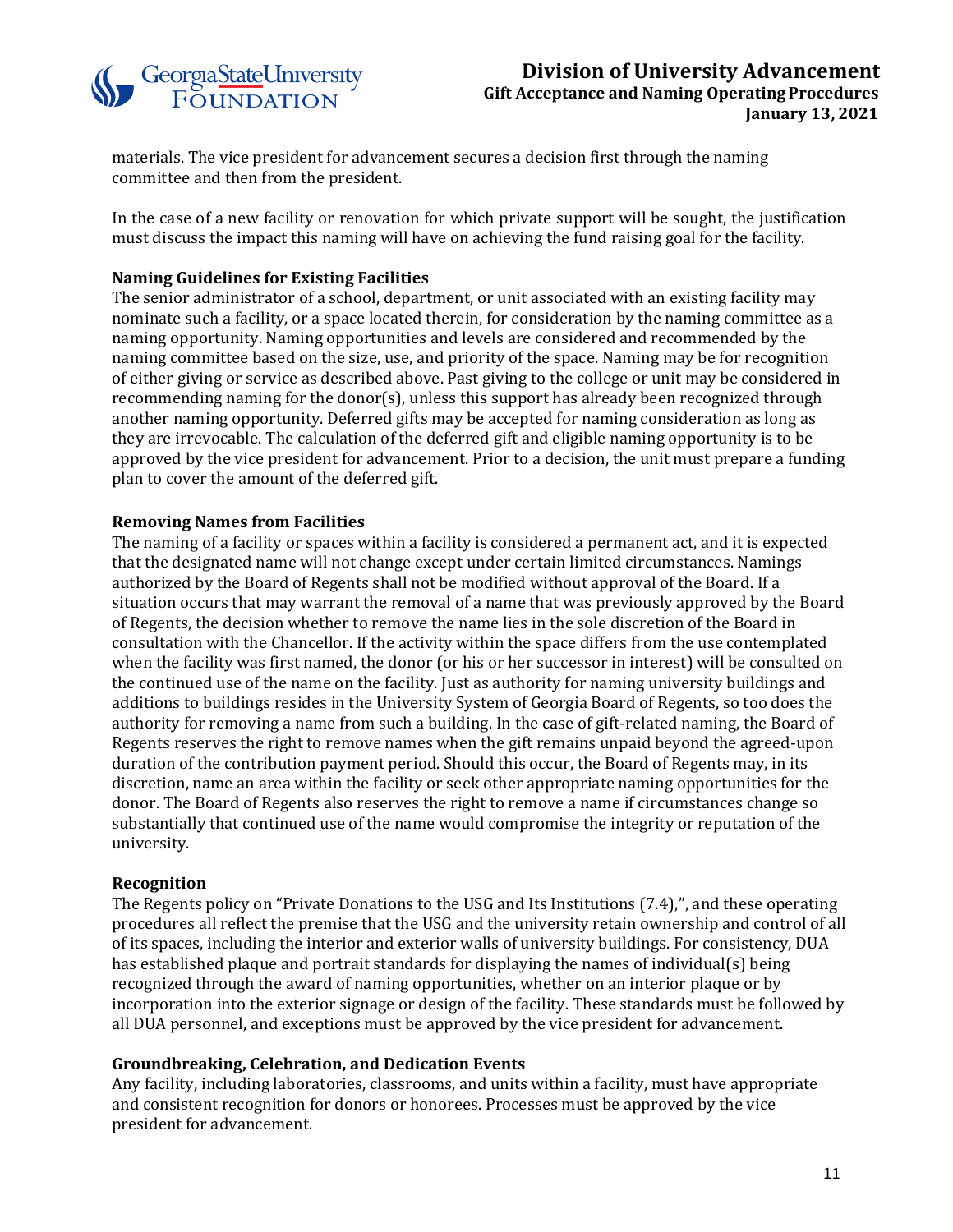materials. The vice president for advancement secures a decision first through the naming committee and then from the president.

In the case of a new facility or renovation for which private support will be sought, the justification must discuss the impact this naming will have on achieving the fund raising goal for the facility.

**Naming Guidelines for Existing Facilities**

The senior administrator of a school, department, or unit associated with an existing facility may nominate such a facility, or a space located therein, for consideration by the naming committee as a naming opportunity. Naming opportunities and levels are considered and recommended by the naming committee based on the size, use, and priority of the space. Naming may be for recognition of either giving or service as described above. Past giving to the college or unit may be considered in recommending naming for the donor(s), unless this support has already been recognized through another naming opportunity. Deferred gifts may be accepted for naming consideration as long as they are irrevocable. The calculation of the deferred gift and eligible naming opportunity is to be approved by the vice president for advancement. Prior to a decision, the unit must prepare a funding plan to cover the amount of the deferred gift.

**Removing Names from Facilities**

The naming of a facility or spaces within a facility is considered a permanent act, and it is expected that the designated name will not change except under certain limited circumstances. Namings authorized by the Board of Regents shall not be modified without approval of the Board. If a situation occurs that may warrant the removal of a name that was previously approved by the Board of Regents, the decision whether to remove the name lies in the sole discretion of the Board in consultation with the Chancellor. If the activity within the space differs from the use contemplated when the facility was first named, the donor (or his or her successor in interest) will be consulted on the continued use of the name on the facility. Just as authority for naming university buildings and additions to buildings resides in the University System of Georgia Board of Regents, so too does the authority for removing a name from such a building. In the case of gift-related naming, the Board of Regents reserves the right to remove names when the gift remains unpaid beyond the agreed-upon duration of the contribution payment period. Should this occur, the Board of Regents may, in its discretion, name an area within the facility or seek other appropriate naming opportunities for the donor. The Board of Regents also reserves the right to remove a name if circumstances change so substantially that continued use of the name would compromise the integrity or reputation of the university.

**Recognition**

The Regents policy on "Private Donations to the USG and Its Institutions (7.4),", and these operating procedures all reflect the premise that the USG and the university retain ownership and control of all of its spaces, including the interior and exterior walls of university buildings. For consistency, DUA has established plaque and portrait standards for displaying the names of individual(s) being recognized through the award of naming opportunities, whether on an interior plaque or by incorporation into the exterior signage or design of the facility. These standards must be followed by all DUA personnel, and exceptions must be approved by the vice president for advancement.

**Groundbreaking, Celebration, and Dedication Events**

Any facility, including laboratories, classrooms, and units within a facility, must have appropriate and consistent recognition for donors or honorees. Processes must be approved by the vice president for advancement.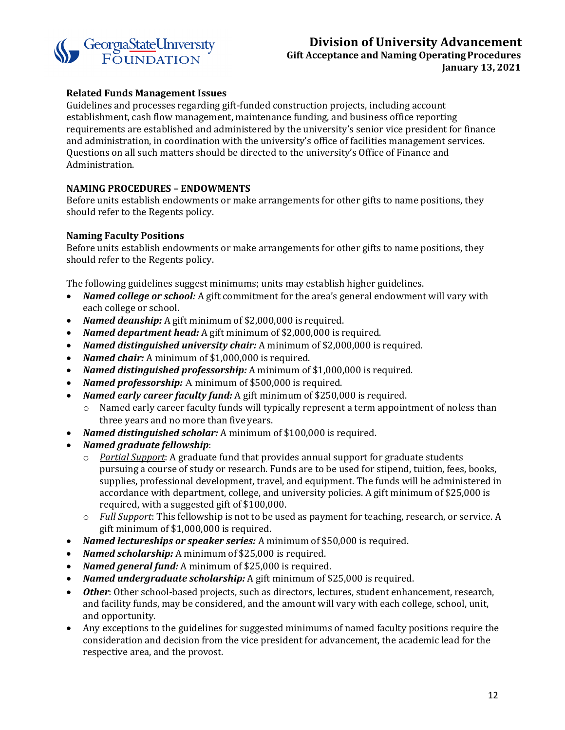### Related Funds Management Issues

Guidelines and processes regarding gift-funded construction projects, including account establishment, cash flow management, maintenance funding, and business office reporting requirements are established and administered by the university's senior vice president for finance and administration, in coordination with the university's office of facilities management services. Questions on all such matters should be directed to the university's Office of Finance and Administration.

## NAMING PROCEDURES – ENDOWMENTS

Before units establish endowments or make arrangements for other gifts to name positions, they should refer to the Regents policy.

### Naming Faculty Positions

Before units establish endowments or make arrangements for other gifts to name positions, they should refer to the Regents policy.

The following guidelines suggest minimums; units may establish higher guidelines.

- ***Named college or school:*** A gift commitment for the area's general endowment will vary with each college or school.
- ***Named deanship:*** A gift minimum of $2,000,000 is required.
- ***Named department head:*** A gift minimum of $2,000,000 is required.
- ***Named distinguished university chair:*** A minimum of $2,000,000 is required.
- ***Named chair:*** A minimum of $1,000,000 is required.
- ***Named distinguished professorship:*** A minimum of $1,000,000 is required.
- ***Named professorship:*** A minimum of $500,000 is required.
- ***Named early career faculty fund:*** A gift minimum of $250,000 is required.
  - Named early career faculty funds will typically represent a term appointment of no less than three years and no more than five years.
- ***Named distinguished scholar:*** A minimum of $100,000 is required.
- ***Named graduate fellowship***:
  - *Partial Support*: A graduate fund that provides annual support for graduate students pursuing a course of study or research. Funds are to be used for stipend, tuition, fees, books, supplies, professional development, travel, and equipment. The funds will be administered in accordance with department, college, and university policies. A gift minimum of $25,000 is required, with a suggested gift of $100,000.
  - *Full Support*: This fellowship is not to be used as payment for teaching, research, or service. A gift minimum of $1,000,000 is required.
- ***Named lectureships or speaker series:*** A minimum of $50,000 is required.
- ***Named scholarship:*** A minimum of $25,000 is required.
- ***Named general fund:*** A minimum of $25,000 is required.
- ***Named undergraduate scholarship:*** A gift minimum of $25,000 is required.
- ***Other***: Other school-based projects, such as directors, lectures, student enhancement, research, and facility funds, may be considered, and the amount will vary with each college, school, unit, and opportunity.
- Any exceptions to the guidelines for suggested minimums of named faculty positions require the consideration and decision from the vice president for advancement, the academic lead for the respective area, and the provost.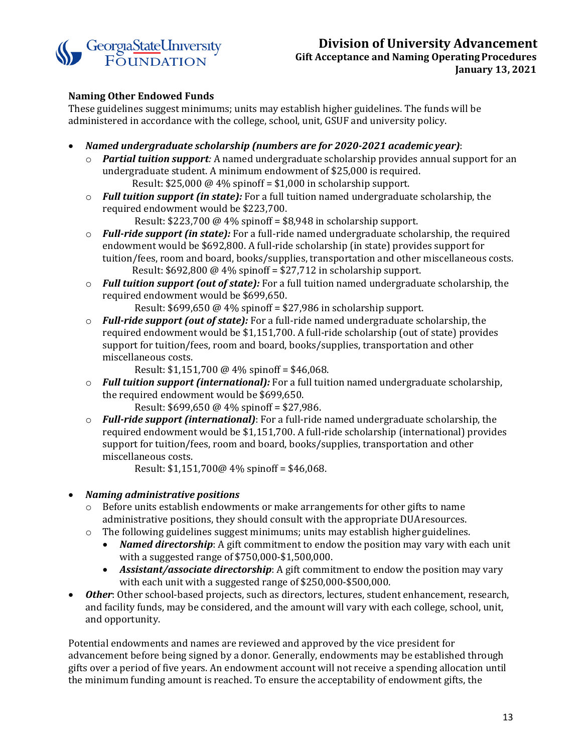### Naming Other Endowed Funds

These guidelines suggest minimums; units may establish higher guidelines. The funds will be administered in accordance with the college, school, unit, GSUF and university policy.

- ***Named undergraduate scholarship (numbers are for 2020-2021 academic year)***:
  - ***Partial tuition support**:* A named undergraduate scholarship provides annual support for an undergraduate student. A minimum endowment of $25,000 is required.
    Result: $25,000 @ 4% spinoff = $1,000 in scholarship support.
  - ***Full tuition support (in state):*** For a full tuition named undergraduate scholarship, the required endowment would be $223,700.
    Result: $223,700 @ 4% spinoff = $8,948 in scholarship support.
  - ***Full-ride support (in state):*** For a full-ride named undergraduate scholarship, the required endowment would be $692,800. A full-ride scholarship (in state) provides support for tuition/fees, room and board, books/supplies, transportation and other miscellaneous costs.
    Result: $692,800 @ 4% spinoff = $27,712 in scholarship support.
  - ***Full tuition support (out of state):*** For a full tuition named undergraduate scholarship, the required endowment would be $699,650.
    Result: $699,650 @ 4% spinoff = $27,986 in scholarship support.
  - ***Full-ride support (out of state):*** For a full-ride named undergraduate scholarship, the required endowment would be $1,151,700. A full-ride scholarship (out of state) provides support for tuition/fees, room and board, books/supplies, transportation and other miscellaneous costs.
    Result: $1,151,700 @ 4% spinoff = $46,068.
  - ***Full tuition support (international):*** For a full tuition named undergraduate scholarship, the required endowment would be $699,650.
    Result: $699,650 @ 4% spinoff = $27,986.
  - ***Full-ride support (international)***: For a full-ride named undergraduate scholarship, the required endowment would be $1,151,700. A full-ride scholarship (international) provides support for tuition/fees, room and board, books/supplies, transportation and other miscellaneous costs.
    Result: $1,151,700@ 4% spinoff = $46,068.

- ***Naming administrative positions***
  - Before units establish endowments or make arrangements for other gifts to name administrative positions, they should consult with the appropriate DUA resources.
  - The following guidelines suggest minimums; units may establish higher guidelines.
    - ***Named directorship***: A gift commitment to endow the position may vary with each unit with a suggested range of $750,000-$1,500,000.
    - ***Assistant/associate directorship***: A gift commitment to endow the position may vary with each unit with a suggested range of $250,000-$500,000.
- ***Other***: Other school-based projects, such as directors, lectures, student enhancement, research, and facility funds, may be considered, and the amount will vary with each college, school, unit, and opportunity.

Potential endowments and names are reviewed and approved by the vice president for advancement before being signed by a donor. Generally, endowments may be established through gifts over a period of five years. An endowment account will not receive a spending allocation until the minimum funding amount is reached. To ensure the acceptability of endowment gifts, the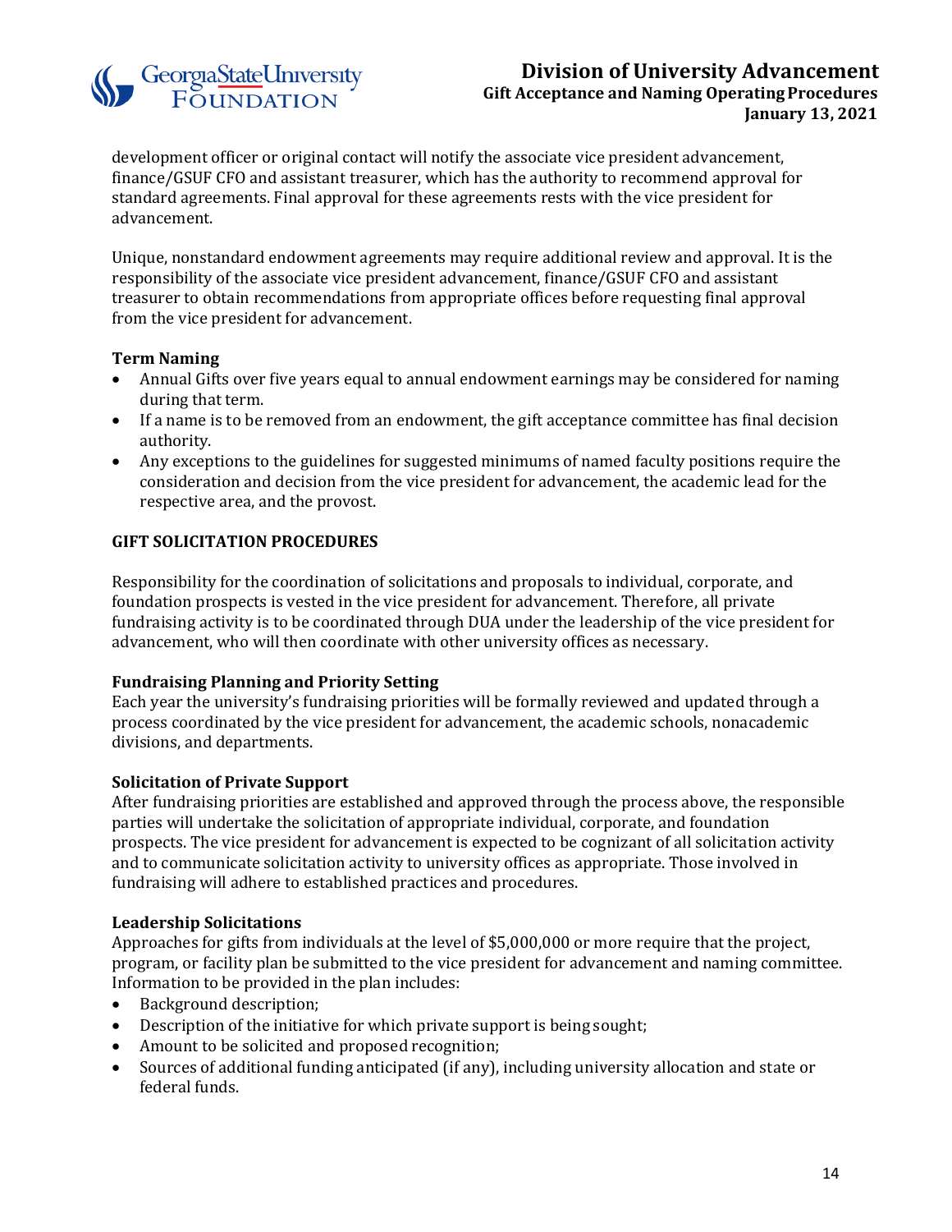development officer or original contact will notify the associate vice president advancement, finance/GSUF CFO and assistant treasurer, which has the authority to recommend approval for standard agreements. Final approval for these agreements rests with the vice president for advancement.

Unique, nonstandard endowment agreements may require additional review and approval. It is the responsibility of the associate vice president advancement, finance/GSUF CFO and assistant treasurer to obtain recommendations from appropriate offices before requesting final approval from the vice president for advancement.

**Term Naming**

- Annual Gifts over five years equal to annual endowment earnings may be considered for naming during that term.
- If a name is to be removed from an endowment, the gift acceptance committee has final decision authority.
- Any exceptions to the guidelines for suggested minimums of named faculty positions require the consideration and decision from the vice president for advancement, the academic lead for the respective area, and the provost.

## GIFT SOLICITATION PROCEDURES

Responsibility for the coordination of solicitations and proposals to individual, corporate, and foundation prospects is vested in the vice president for advancement. Therefore, all private fundraising activity is to be coordinated through DUA under the leadership of the vice president for advancement, who will then coordinate with other university offices as necessary.

**Fundraising Planning and Priority Setting**

Each year the university's fundraising priorities will be formally reviewed and updated through a process coordinated by the vice president for advancement, the academic schools, nonacademic divisions, and departments.

**Solicitation of Private Support**

After fundraising priorities are established and approved through the process above, the responsible parties will undertake the solicitation of appropriate individual, corporate, and foundation prospects. The vice president for advancement is expected to be cognizant of all solicitation activity and to communicate solicitation activity to university offices as appropriate. Those involved in fundraising will adhere to established practices and procedures.

**Leadership Solicitations**

Approaches for gifts from individuals at the level of $5,000,000 or more require that the project, program, or facility plan be submitted to the vice president for advancement and naming committee. Information to be provided in the plan includes:

- Background description;
- Description of the initiative for which private support is being sought;
- Amount to be solicited and proposed recognition;
- Sources of additional funding anticipated (if any), including university allocation and state or federal funds.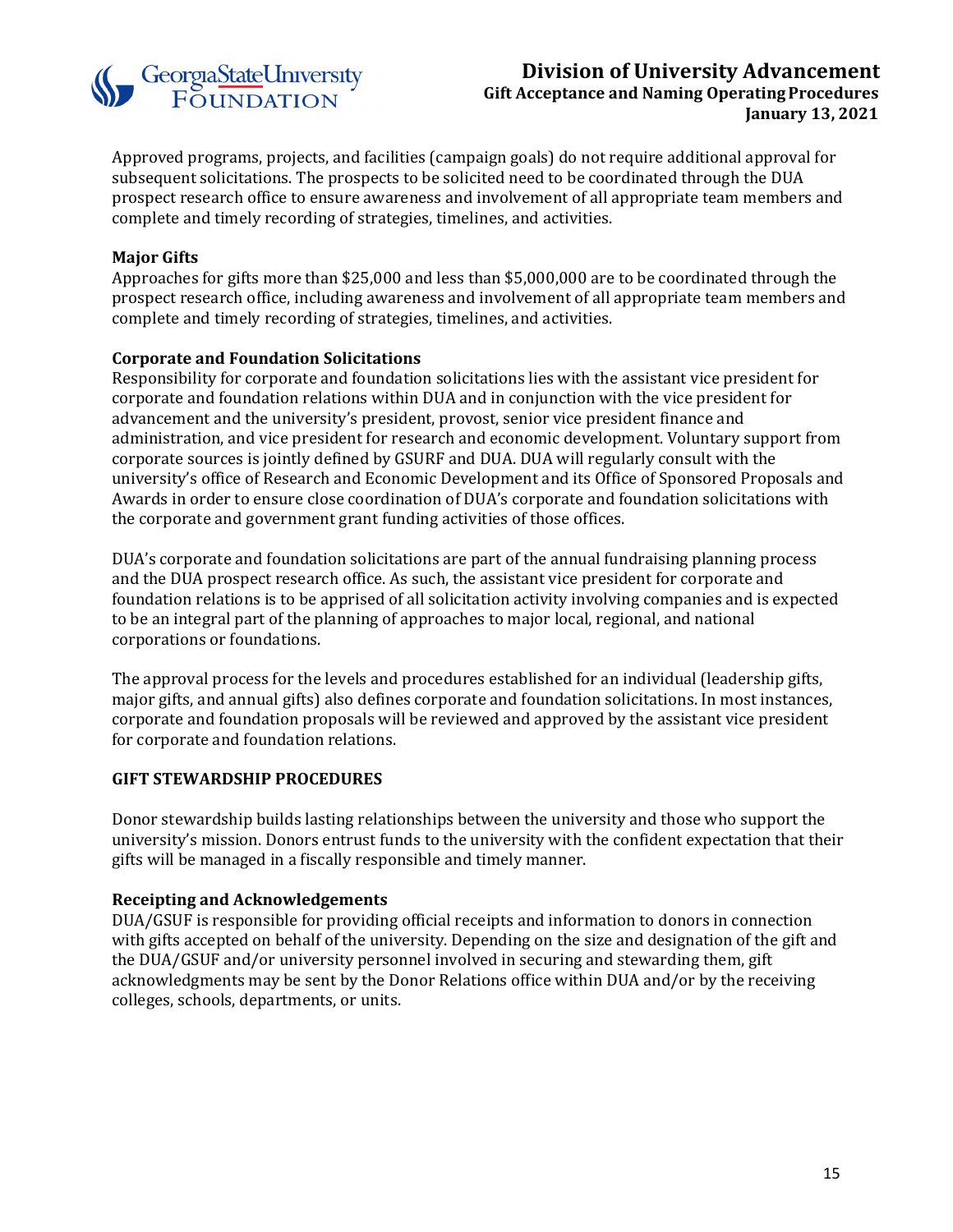Approved programs, projects, and facilities (campaign goals) do not require additional approval for subsequent solicitations. The prospects to be solicited need to be coordinated through the DUA prospect research office to ensure awareness and involvement of all appropriate team members and complete and timely recording of strategies, timelines, and activities.

**Major Gifts**

Approaches for gifts more than $25,000 and less than $5,000,000 are to be coordinated through the prospect research office, including awareness and involvement of all appropriate team members and complete and timely recording of strategies, timelines, and activities.

**Corporate and Foundation Solicitations**

Responsibility for corporate and foundation solicitations lies with the assistant vice president for corporate and foundation relations within DUA and in conjunction with the vice president for advancement and the university's president, provost, senior vice president finance and administration, and vice president for research and economic development. Voluntary support from corporate sources is jointly defined by GSURF and DUA. DUA will regularly consult with the university's office of Research and Economic Development and its Office of Sponsored Proposals and Awards in order to ensure close coordination of DUA's corporate and foundation solicitations with the corporate and government grant funding activities of those offices.

DUA's corporate and foundation solicitations are part of the annual fundraising planning process and the DUA prospect research office. As such, the assistant vice president for corporate and foundation relations is to be apprised of all solicitation activity involving companies and is expected to be an integral part of the planning of approaches to major local, regional, and national corporations or foundations.

The approval process for the levels and procedures established for an individual (leadership gifts, major gifts, and annual gifts) also defines corporate and foundation solicitations. In most instances, corporate and foundation proposals will be reviewed and approved by the assistant vice president for corporate and foundation relations.

## GIFT STEWARDSHIP PROCEDURES

Donor stewardship builds lasting relationships between the university and those who support the university's mission. Donors entrust funds to the university with the confident expectation that their gifts will be managed in a fiscally responsible and timely manner.

**Receipting and Acknowledgements**

DUA/GSUF is responsible for providing official receipts and information to donors in connection with gifts accepted on behalf of the university. Depending on the size and designation of the gift and the DUA/GSUF and/or university personnel involved in securing and stewarding them, gift acknowledgments may be sent by the Donor Relations office within DUA and/or by the receiving colleges, schools, departments, or units.